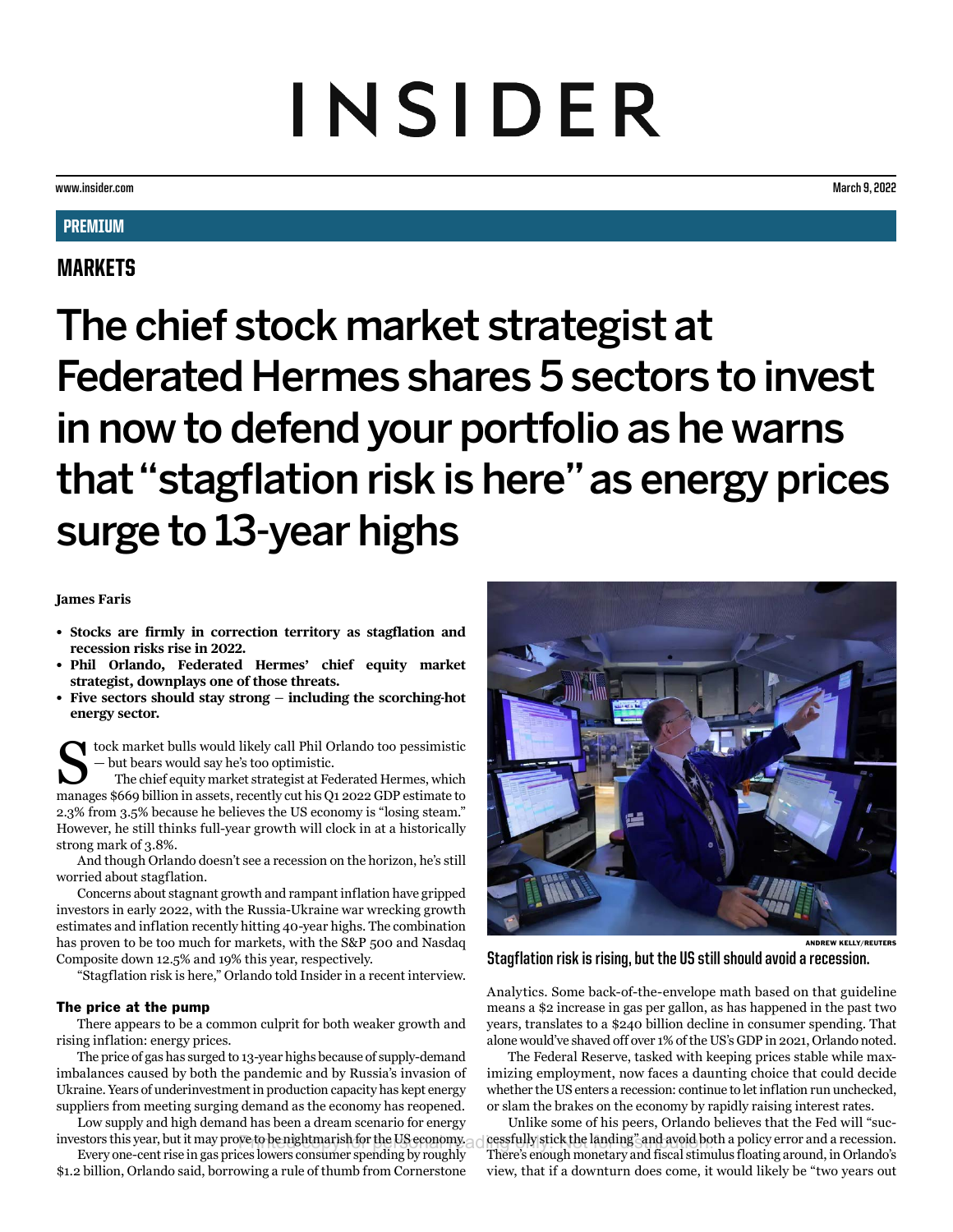# INSIDER

www.insider.com

March 9, 2022

PREMIUM

MARKETS

# The chief stock market strategist at Federated Hermes shares 5 sectors to invest in now to defend your portfolio as he warns that "stagflation risk is here" as energy prices surge to 13-year highs

**James Faris**

- **Stocks are firmly in correction territory as stagflation and recession risks rise in 2022.**
- **Phil Orlando, Federated Hermes' chief equity market strategist, downplays one of those threats.**
- **Five sectors should stay strong — including the scorching-hot energy sector.**

Stock market bulls would likely call Phil Orlando too pessimistic — but bears would say he's too optimistic.

The chief equity market strategist at Federated Hermes, which manages $669 billion in assets, recently cut his Q1 2022 GDP estimate to 2.3% from 3.5% because he believes the US economy is "losing steam." However, he still thinks full-year growth will clock in at a historically strong mark of 3.8%.

And though Orlando doesn't see a recession on the horizon, he's still worried about stagflation.

Concerns about stagnant growth and rampant inflation have gripped investors in early 2022, with the Russia-Ukraine war wrecking growth estimates and inflation recently hitting 40-year highs. The combination has proven to be too much for markets, with the S&P 500 and Nasdaq Composite down 12.5% and 19% this year, respectively.

"Stagflation risk is here," Orlando told Insider in a recent interview.

ANDREW KELLY/REUTERS

Stagflation risk is rising, but the US still should avoid a recession.

### The price at the pump

There appears to be a common culprit for both weaker growth and rising inflation: energy prices.

The price of gas has surged to 13-year highs because of supply-demand imbalances caused by both the pandemic and by Russia's invasion of Ukraine. Years of underinvestment in production capacity has kept energy suppliers from meeting surging demand as the economy has reopened.

Low supply and high demand has been a dream scenario for energy investors this year, but it may prove to be nightmarish for the US economy.

Every one-cent rise in gas prices lowers consumer spending by roughly $1.2 billion, Orlando said, borrowing a rule of thumb from Cornerstone Analytics. Some back-of-the-envelope math based on that guideline means a $2 increase in gas per gallon, as has happened in the past two years, translates to a $240 billion decline in consumer spending. That alone would've shaved off over 1% of the US's GDP in 2021, Orlando noted.

The Federal Reserve, tasked with keeping prices stable while maximizing employment, now faces a daunting choice that could decide whether the US enters a recession: continue to let inflation run unchecked, or slam the brakes on the economy by rapidly raising interest rates.

Unlike some of his peers, Orlando believes that the Fed will "successfully stick the landing" and avoid both a policy error and a recession. There's enough monetary and fiscal stimulus floating around, in Orlando's view, that if a downturn does come, it would likely be "two years out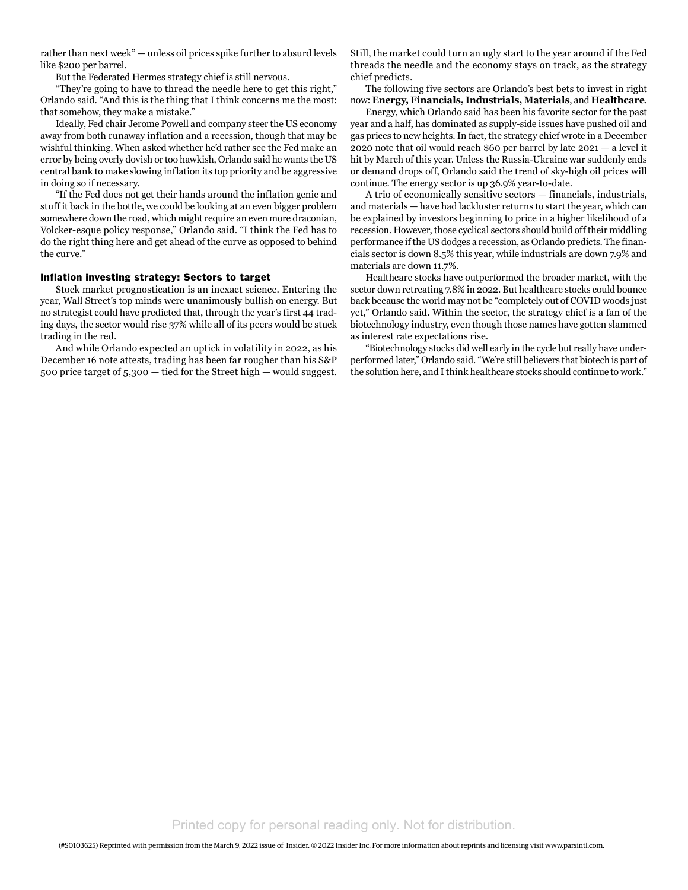rather than next week" — unless oil prices spike further to absurd levels like $200 per barrel.

But the Federated Hermes strategy chief is still nervous.

"They're going to have to thread the needle here to get this right," Orlando said. "And this is the thing that I think concerns me the most: that somehow, they make a mistake."

Ideally, Fed chair Jerome Powell and company steer the US economy away from both runaway inflation and a recession, though that may be wishful thinking. When asked whether he'd rather see the Fed make an error by being overly dovish or too hawkish, Orlando said he wants the US central bank to make slowing inflation its top priority and be aggressive in doing so if necessary.

"If the Fed does not get their hands around the inflation genie and stuff it back in the bottle, we could be looking at an even bigger problem somewhere down the road, which might require an even more draconian, Volcker-esque policy response," Orlando said. "I think the Fed has to do the right thing here and get ahead of the curve as opposed to behind the curve."

## Inflation investing strategy: Sectors to target

Stock market prognostication is an inexact science. Entering the year, Wall Street's top minds were unanimously bullish on energy. But no strategist could have predicted that, through the year's first 44 trading days, the sector would rise 37% while all of its peers would be stuck trading in the red.

And while Orlando expected an uptick in volatility in 2022, as his December 16 note attests, trading has been far rougher than his S&P 500 price target of 5,300 — tied for the Street high — would suggest. Still, the market could turn an ugly start to the year around if the Fed threads the needle and the economy stays on track, as the strategy chief predicts.

The following five sectors are Orlando's best bets to invest in right now: **Energy, Financials, Industrials, Materials**, and **Healthcare**.

Energy, which Orlando said has been his favorite sector for the past year and a half, has dominated as supply-side issues have pushed oil and gas prices to new heights. In fact, the strategy chief wrote in a December 2020 note that oil would reach $60 per barrel by late 2021 — a level it hit by March of this year. Unless the Russia-Ukraine war suddenly ends or demand drops off, Orlando said the trend of sky-high oil prices will continue. The energy sector is up 36.9% year-to-date.

A trio of economically sensitive sectors — financials, industrials, and materials — have had lackluster returns to start the year, which can be explained by investors beginning to price in a higher likelihood of a recession. However, those cyclical sectors should build off their middling performance if the US dodges a recession, as Orlando predicts. The financials sector is down 8.5% this year, while industrials are down 7.9% and materials are down 11.7%.

Healthcare stocks have outperformed the broader market, with the sector down retreating 7.8% in 2022. But healthcare stocks could bounce back because the world may not be "completely out of COVID woods just yet," Orlando said. Within the sector, the strategy chief is a fan of the biotechnology industry, even though those names have gotten slammed as interest rate expectations rise.

"Biotechnology stocks did well early in the cycle but really have underperformed later," Orlando said. "We're still believers that biotech is part of the solution here, and I think healthcare stocks should continue to work."

Printed copy for personal reading only. Not for distribution.

(#S0103625) Reprinted with permission from the March 9, 2022 issue of Insider. © 2022 Insider Inc. For more information about reprints and licensing visit www.parsintl.com.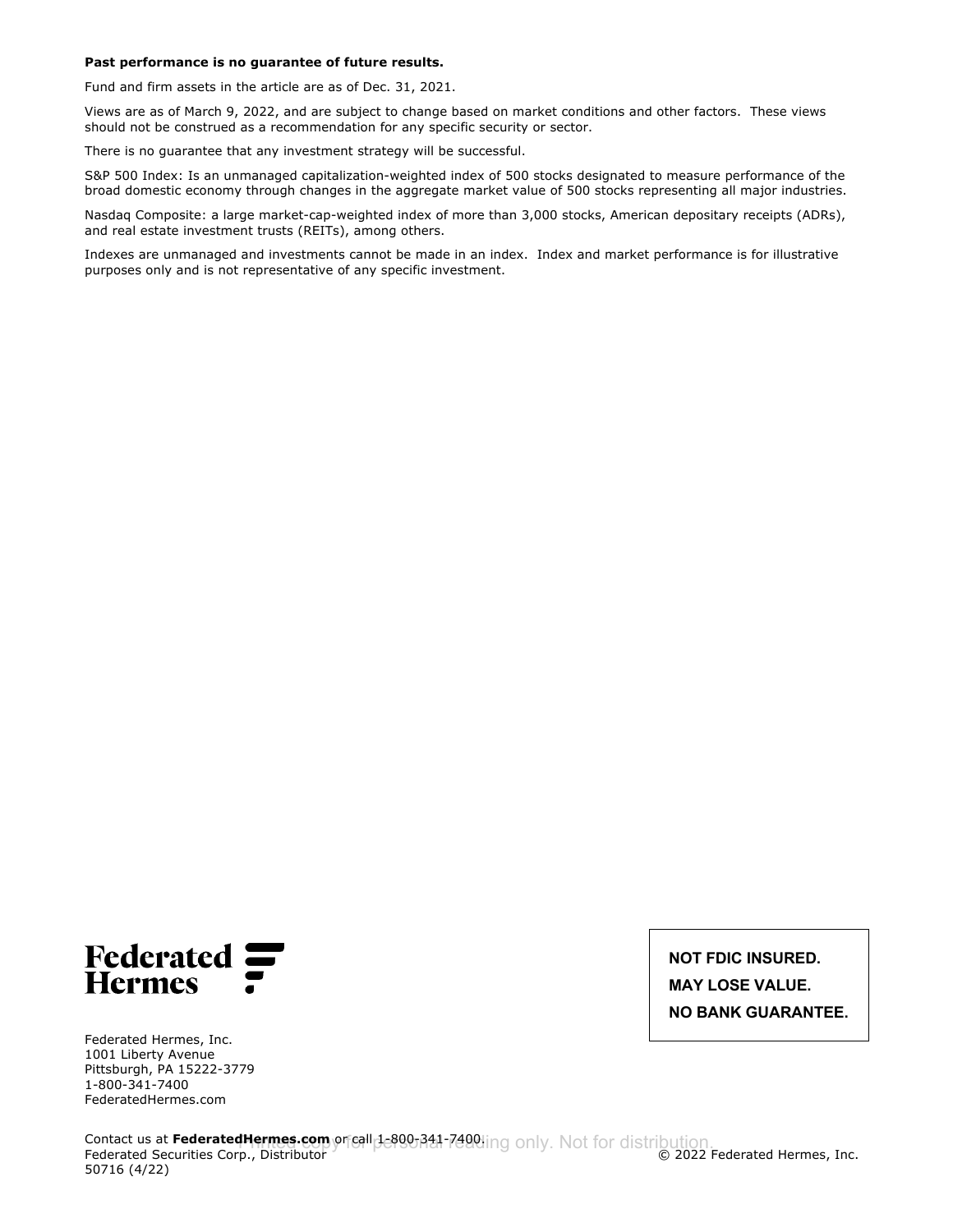**Past performance is no guarantee of future results.**

Fund and firm assets in the article are as of Dec. 31, 2021.

Views are as of March 9, 2022, and are subject to change based on market conditions and other factors. These views should not be construed as a recommendation for any specific security or sector.

There is no guarantee that any investment strategy will be successful.

S&P 500 Index: Is an unmanaged capitalization-weighted index of 500 stocks designated to measure performance of the broad domestic economy through changes in the aggregate market value of 500 stocks representing all major industries.

Nasdaq Composite: a large market-cap-weighted index of more than 3,000 stocks, American depositary receipts (ADRs), and real estate investment trusts (REITs), among others.

Indexes are unmanaged and investments cannot be made in an index. Index and market performance is for illustrative purposes only and is not representative of any specific investment.

Federated Hermes

**NOT FDIC INSURED.**
**MAY LOSE VALUE.**
**NO BANK GUARANTEE.**

Federated Hermes, Inc.
1001 Liberty Avenue
Pittsburgh, PA 15222-3779
1-800-341-7400
FederatedHermes.com

Contact us at **FederatedHermes.com** or call 1-800-341-7400.
Federated Securities Corp., Distributor
50716 (4/22)

© 2022 Federated Hermes, Inc.

Printed copy for personal reading only. Not for distribution.